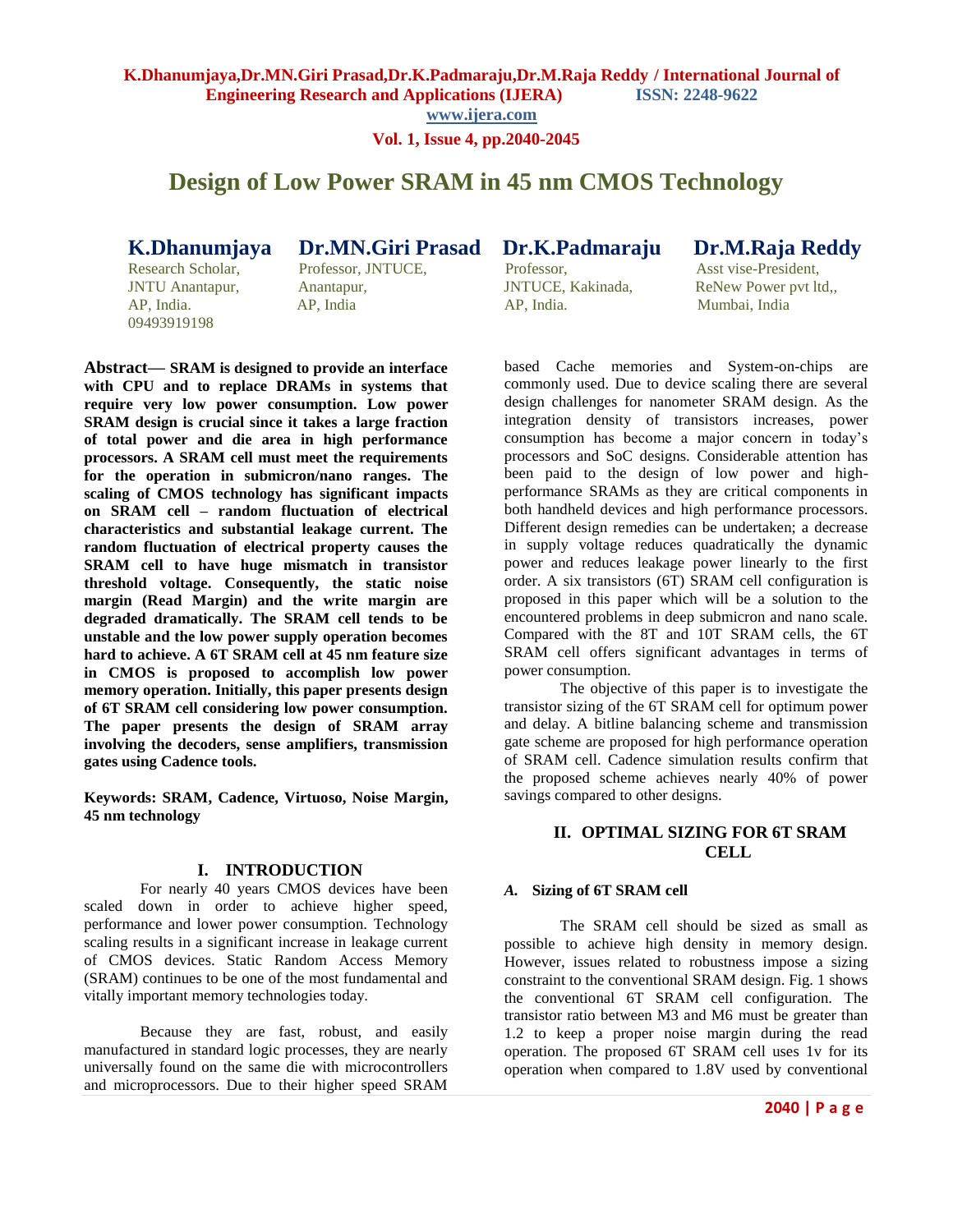# Design of Low Power SRAM in 45 nm CMOS Technology

**K.Dhanumjaya**
Research Scholar,
JNTU Anantapur,
AP, India.
09493919198

**Dr.MN.Giri Prasad**
Professor, JNTUCE,
Anantapur,
AP, India

**Dr.K.Padmaraju**
Professor,
JNTUCE, Kakinada,
AP, India.

**Dr.M.Raja Reddy**
Asst vise-President,
ReNew Power pvt ltd,,
Mumbai, India

**Abstract— SRAM is designed to provide an interface with CPU and to replace DRAMs in systems that require very low power consumption. Low power SRAM design is crucial since it takes a large fraction of total power and die area in high performance processors. A SRAM cell must meet the requirements for the operation in submicron/nano ranges. The scaling of CMOS technology has significant impacts on SRAM cell – random fluctuation of electrical characteristics and substantial leakage current. The random fluctuation of electrical property causes the SRAM cell to have huge mismatch in transistor threshold voltage. Consequently, the static noise margin (Read Margin) and the write margin are degraded dramatically. The SRAM cell tends to be unstable and the low power supply operation becomes hard to achieve. A 6T SRAM cell at 45 nm feature size in CMOS is proposed to accomplish low power memory operation. Initially, this paper presents design of 6T SRAM cell considering low power consumption. The paper presents the design of SRAM array involving the decoders, sense amplifiers, transmission gates using Cadence tools.**

**Keywords: SRAM, Cadence, Virtuoso, Noise Margin, 45 nm technology**

## I. INTRODUCTION

For nearly 40 years CMOS devices have been scaled down in order to achieve higher speed, performance and lower power consumption. Technology scaling results in a significant increase in leakage current of CMOS devices. Static Random Access Memory (SRAM) continues to be one of the most fundamental and vitally important memory technologies today.

Because they are fast, robust, and easily manufactured in standard logic processes, they are nearly universally found on the same die with microcontrollers and microprocessors. Due to their higher speed SRAM based Cache memories and System-on-chips are commonly used. Due to device scaling there are several design challenges for nanometer SRAM design. As the integration density of transistors increases, power consumption has become a major concern in today's processors and SoC designs. Considerable attention has been paid to the design of low power and high-performance SRAMs as they are critical components in both handheld devices and high performance processors. Different design remedies can be undertaken; a decrease in supply voltage reduces quadratically the dynamic power and reduces leakage power linearly to the first order. A six transistors (6T) SRAM cell configuration is proposed in this paper which will be a solution to the encountered problems in deep submicron and nano scale. Compared with the 8T and 10T SRAM cells, the 6T SRAM cell offers significant advantages in terms of power consumption.

The objective of this paper is to investigate the transistor sizing of the 6T SRAM cell for optimum power and delay. A bitline balancing scheme and transmission gate scheme are proposed for high performance operation of SRAM cell. Cadence simulation results confirm that the proposed scheme achieves nearly 40% of power savings compared to other designs.

## II. OPTIMAL SIZING FOR 6T SRAM CELL

### *A.* Sizing of 6T SRAM cell

The SRAM cell should be sized as small as possible to achieve high density in memory design. However, issues related to robustness impose a sizing constraint to the conventional SRAM design. Fig. 1 shows the conventional 6T SRAM cell configuration. The transistor ratio between M3 and M6 must be greater than 1.2 to keep a proper noise margin during the read operation. The proposed 6T SRAM cell uses 1v for its operation when compared to 1.8V used by conventional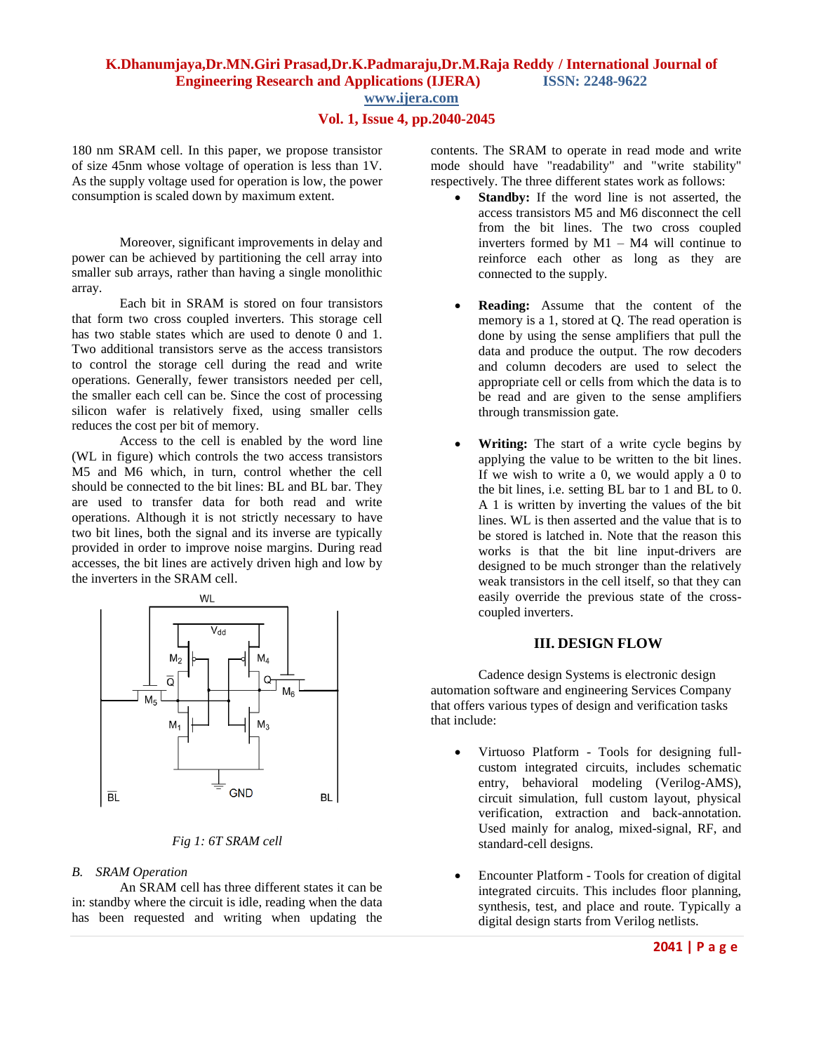180 nm SRAM cell. In this paper, we propose transistor of size 45nm whose voltage of operation is less than 1V. As the supply voltage used for operation is low, the power consumption is scaled down by maximum extent.

Moreover, significant improvements in delay and power can be achieved by partitioning the cell array into smaller sub arrays, rather than having a single monolithic array.

Each bit in SRAM is stored on four transistors that form two cross coupled inverters. This storage cell has two stable states which are used to denote 0 and 1. Two additional transistors serve as the access transistors to control the storage cell during the read and write operations. Generally, fewer transistors needed per cell, the smaller each cell can be. Since the cost of processing silicon wafer is relatively fixed, using smaller cells reduces the cost per bit of memory.

Access to the cell is enabled by the word line (WL in figure) which controls the two access transistors M5 and M6 which, in turn, control whether the cell should be connected to the bit lines: BL and BL bar. They are used to transfer data for both read and write operations. Although it is not strictly necessary to have two bit lines, both the signal and its inverse are typically provided in order to improve noise margins. During read accesses, the bit lines are actively driven high and low by the inverters in the SRAM cell.

*Fig 1: 6T SRAM cell*

### *B. SRAM Operation*

An SRAM cell has three different states it can be in: standby where the circuit is idle, reading when the data has been requested and writing when updating the contents. The SRAM to operate in read mode and write mode should have "readability" and "write stability" respectively. The three different states work as follows:

- **Standby:** If the word line is not asserted, the access transistors M5 and M6 disconnect the cell from the bit lines. The two cross coupled inverters formed by M1 – M4 will continue to reinforce each other as long as they are connected to the supply.

- **Reading:** Assume that the content of the memory is a 1, stored at Q. The read operation is done by using the sense amplifiers that pull the data and produce the output. The row decoders and column decoders are used to select the appropriate cell or cells from which the data is to be read and are given to the sense amplifiers through transmission gate.

- **Writing:** The start of a write cycle begins by applying the value to be written to the bit lines. If we wish to write a 0, we would apply a 0 to the bit lines, i.e. setting BL bar to 1 and BL to 0. A 1 is written by inverting the values of the bit lines. WL is then asserted and the value that is to be stored is latched in. Note that the reason this works is that the bit line input-drivers are designed to be much stronger than the relatively weak transistors in the cell itself, so that they can easily override the previous state of the cross-coupled inverters.

## III. DESIGN FLOW

Cadence design Systems is electronic design automation software and engineering Services Company that offers various types of design and verification tasks that include:

- Virtuoso Platform - Tools for designing full-custom integrated circuits, includes schematic entry, behavioral modeling (Verilog-AMS), circuit simulation, full custom layout, physical verification, extraction and back-annotation. Used mainly for analog, mixed-signal, RF, and standard-cell designs.

- Encounter Platform - Tools for creation of digital integrated circuits. This includes floor planning, synthesis, test, and place and route. Typically a digital design starts from Verilog netlists.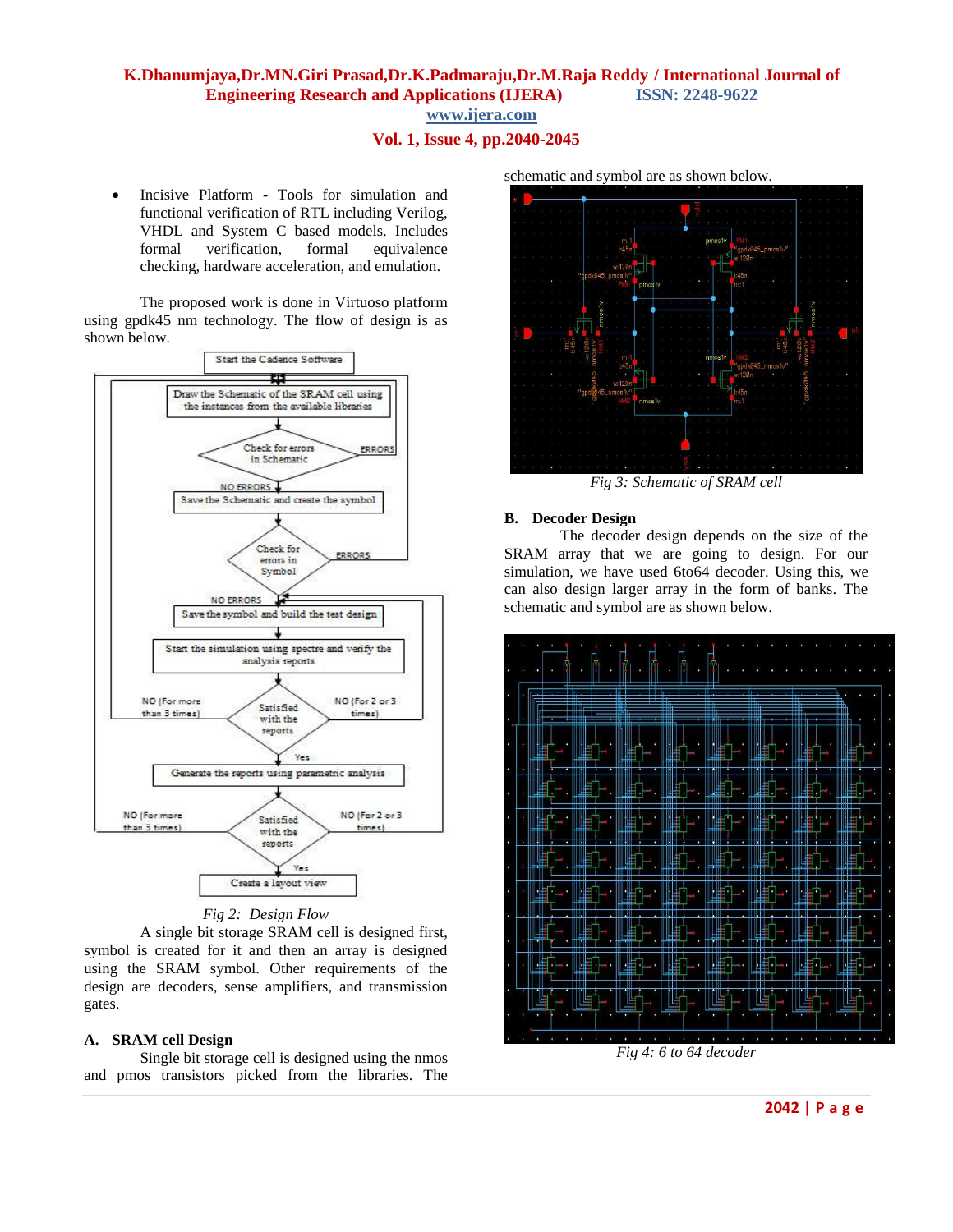- Incisive Platform - Tools for simulation and functional verification of RTL including Verilog, VHDL and System C based models. Includes formal verification, formal equivalence checking, hardware acceleration, and emulation.

The proposed work is done in Virtuoso platform using gpdk45 nm technology. The flow of design is as shown below.

*Fig 2: Design Flow*

A single bit storage SRAM cell is designed first, symbol is created for it and then an array is designed using the SRAM symbol. Other requirements of the design are decoders, sense amplifiers, and transmission gates.

### A. SRAM cell Design

Single bit storage cell is designed using the nmos and pmos transistors picked from the libraries. The schematic and symbol are as shown below.

*Fig 3: Schematic of SRAM cell*

### B. Decoder Design

The decoder design depends on the size of the SRAM array that we are going to design. For our simulation, we have used 6to64 decoder. Using this, we can also design larger array in the form of banks. The schematic and symbol are as shown below.

*Fig 4: 6 to 64 decoder*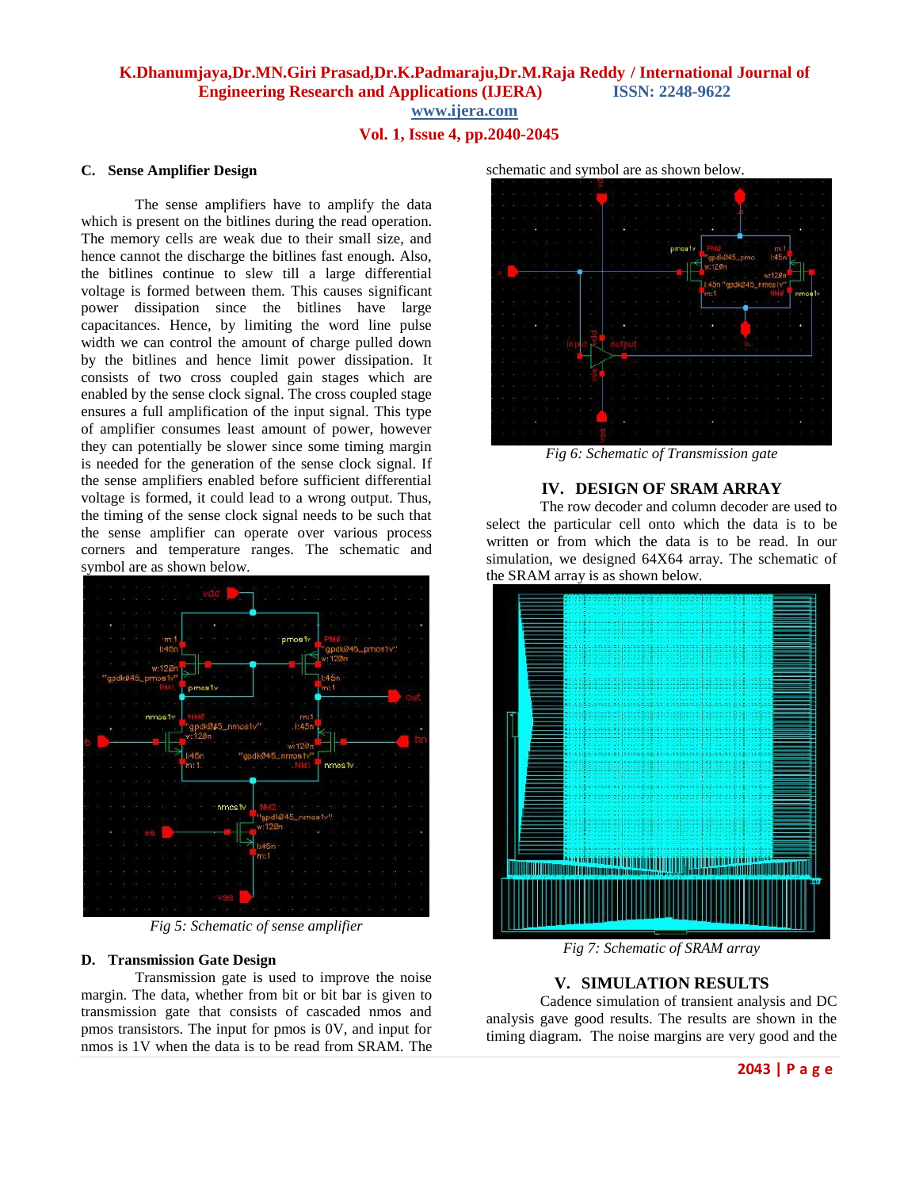### C. Sense Amplifier Design

The sense amplifiers have to amplify the data which is present on the bitlines during the read operation. The memory cells are weak due to their small size, and hence cannot the discharge the bitlines fast enough. Also, the bitlines continue to slew till a large differential voltage is formed between them. This causes significant power dissipation since the bitlines have large capacitances. Hence, by limiting the word line pulse width we can control the amount of charge pulled down by the bitlines and hence limit power dissipation. It consists of two cross coupled gain stages which are enabled by the sense clock signal. The cross coupled stage ensures a full amplification of the input signal. This type of amplifier consumes least amount of power, however they can potentially be slower since some timing margin is needed for the generation of the sense clock signal. If the sense amplifiers enabled before sufficient differential voltage is formed, it could lead to a wrong output. Thus, the timing of the sense clock signal needs to be such that the sense amplifier can operate over various process corners and temperature ranges. The schematic and symbol are as shown below.

*Fig 5: Schematic of sense amplifier*

### D. Transmission Gate Design

Transmission gate is used to improve the noise margin. The data, whether from bit or bit bar is given to transmission gate that consists of cascaded nmos and pmos transistors. The input for pmos is 0V, and input for nmos is 1V when the data is to be read from SRAM. The schematic and symbol are as shown below.

*Fig 6: Schematic of Transmission gate*

## IV. DESIGN OF SRAM ARRAY

The row decoder and column decoder are used to select the particular cell onto which the data is to be written or from which the data is to be read. In our simulation, we designed 64X64 array. The schematic of the SRAM array is as shown below.

*Fig 7: Schematic of SRAM array*

## V. SIMULATION RESULTS

Cadence simulation of transient analysis and DC analysis gave good results. The results are shown in the timing diagram. The noise margins are very good and the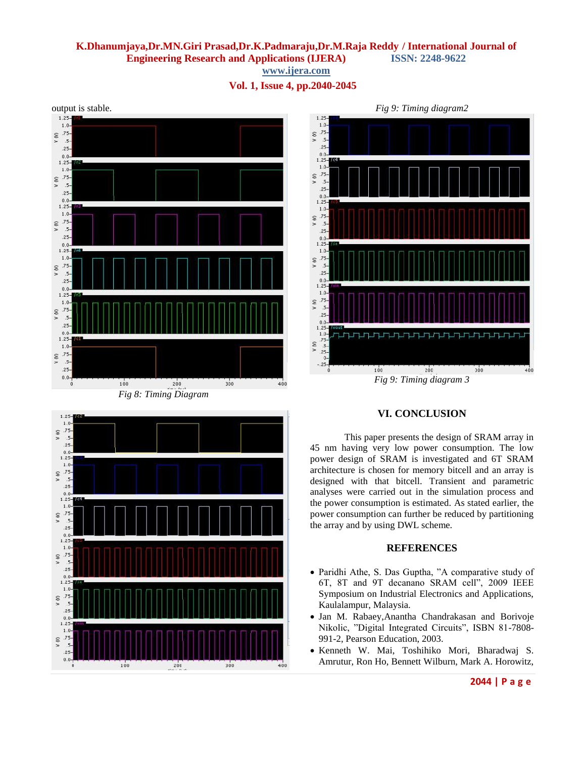output is stable.

Fig 8: Timing Diagram

Fig 9: Timing diagram2

Fig 9: Timing diagram 3

## VI. CONCLUSION

This paper presents the design of SRAM array in 45 nm having very low power consumption. The low power design of SRAM is investigated and 6T SRAM architecture is chosen for memory bitcell and an array is designed with that bitcell. Transient and parametric analyses were carried out in the simulation process and the power consumption is estimated. As stated earlier, the power consumption can further be reduced by partitioning the array and by using DWL scheme.

## REFERENCES

- Paridhi Athe, S. Das Guptha, "A comparative study of 6T, 8T and 9T decanano SRAM cell", 2009 IEEE Symposium on Industrial Electronics and Applications, Kaulalampur, Malaysia.
- Jan M. Rabaey,Anantha Chandrakasan and Borivoje Nikolic, "Digital Integrated Circuits", ISBN 81-7808-991-2, Pearson Education, 2003.
- Kenneth W. Mai, Toshihiko Mori, Bharadwaj S. Amrutur, Ron Ho, Bennett Wilburn, Mark A. Horowitz,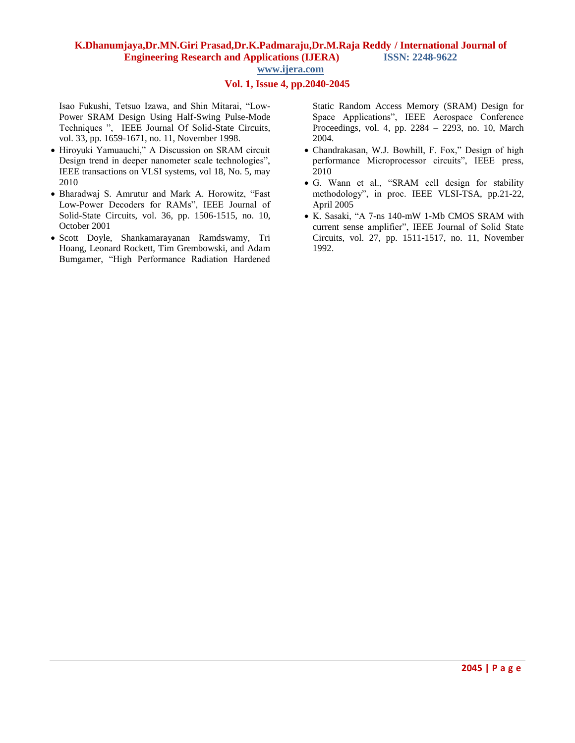Isao Fukushi, Tetsuo Izawa, and Shin Mitarai, "Low-Power SRAM Design Using Half-Swing Pulse-Mode Techniques ", IEEE Journal Of Solid-State Circuits, vol. 33, pp. 1659-1671, no. 11, November 1998.

- Hiroyuki Yamuauchi," A Discussion on SRAM circuit Design trend in deeper nanometer scale technologies", IEEE transactions on VLSI systems, vol 18, No. 5, may 2010
- Bharadwaj S. Amrutur and Mark A. Horowitz, "Fast Low-Power Decoders for RAMs", IEEE Journal of Solid-State Circuits, vol. 36, pp. 1506-1515, no. 10, October 2001
- Scott Doyle, Shankamarayanan Ramdswamy, Tri Hoang, Leonard Rockett, Tim Grembowski, and Adam Bumgamer, "High Performance Radiation Hardened Static Random Access Memory (SRAM) Design for Space Applications", IEEE Aerospace Conference Proceedings, vol. 4, pp. 2284 – 2293, no. 10, March 2004.
- Chandrakasan, W.J. Bowhill, F. Fox," Design of high performance Microprocessor circuits", IEEE press, 2010
- G. Wann et al., "SRAM cell design for stability methodology", in proc. IEEE VLSI-TSA, pp.21-22, April 2005
- K. Sasaki, "A 7-ns 140-mW 1-Mb CMOS SRAM with current sense amplifier", IEEE Journal of Solid State Circuits, vol. 27, pp. 1511-1517, no. 11, November 1992.